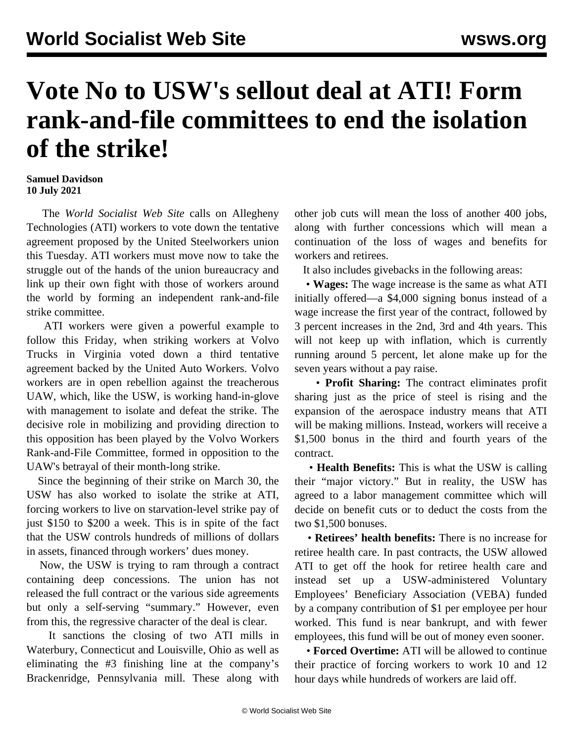# Vote No to USW's sellout deal at ATI! Form rank-and-file committees to end the isolation of the strike!

**Samuel Davidson**
**10 July 2021**

The *World Socialist Web Site* calls on Allegheny Technologies (ATI) workers to vote down the tentative agreement proposed by the United Steelworkers union this Tuesday. ATI workers must move now to take the struggle out of the hands of the union bureaucracy and link up their own fight with those of workers around the world by forming an independent rank-and-file strike committee.

ATI workers were given a powerful example to follow this Friday, when striking workers at Volvo Trucks in Virginia voted down a third tentative agreement backed by the United Auto Workers. Volvo workers are in open rebellion against the treacherous UAW, which, like the USW, is working hand-in-glove with management to isolate and defeat the strike. The decisive role in mobilizing and providing direction to this opposition has been played by the Volvo Workers Rank-and-File Committee, formed in opposition to the UAW's betrayal of their month-long strike.

Since the beginning of their strike on March 30, the USW has also worked to isolate the strike at ATI, forcing workers to live on starvation-level strike pay of just $150 to $200 a week. This is in spite of the fact that the USW controls hundreds of millions of dollars in assets, financed through workers' dues money.

Now, the USW is trying to ram through a contract containing deep concessions. The union has not released the full contract or the various side agreements but only a self-serving "summary." However, even from this, the regressive character of the deal is clear.

It sanctions the closing of two ATI mills in Waterbury, Connecticut and Louisville, Ohio as well as eliminating the #3 finishing line at the company's Brackenridge, Pennsylvania mill. These along with other job cuts will mean the loss of another 400 jobs, along with further concessions which will mean a continuation of the loss of wages and benefits for workers and retirees.

It also includes givebacks in the following areas:

- **Wages:** The wage increase is the same as what ATI initially offered—a $4,000 signing bonus instead of a wage increase the first year of the contract, followed by 3 percent increases in the 2nd, 3rd and 4th years. This will not keep up with inflation, which is currently running around 5 percent, let alone make up for the seven years without a pay raise.
- **Profit Sharing:** The contract eliminates profit sharing just as the price of steel is rising and the expansion of the aerospace industry means that ATI will be making millions. Instead, workers will receive a $1,500 bonus in the third and fourth years of the contract.
- **Health Benefits:** This is what the USW is calling their "major victory." But in reality, the USW has agreed to a labor management committee which will decide on benefit cuts or to deduct the costs from the two $1,500 bonuses.
- **Retirees' health benefits:** There is no increase for retiree health care. In past contracts, the USW allowed ATI to get off the hook for retiree health care and instead set up a USW-administered Voluntary Employees' Beneficiary Association (VEBA) funded by a company contribution of $1 per employee per hour worked. This fund is near bankrupt, and with fewer employees, this fund will be out of money even sooner.
- **Forced Overtime:** ATI will be allowed to continue their practice of forcing workers to work 10 and 12 hour days while hundreds of workers are laid off.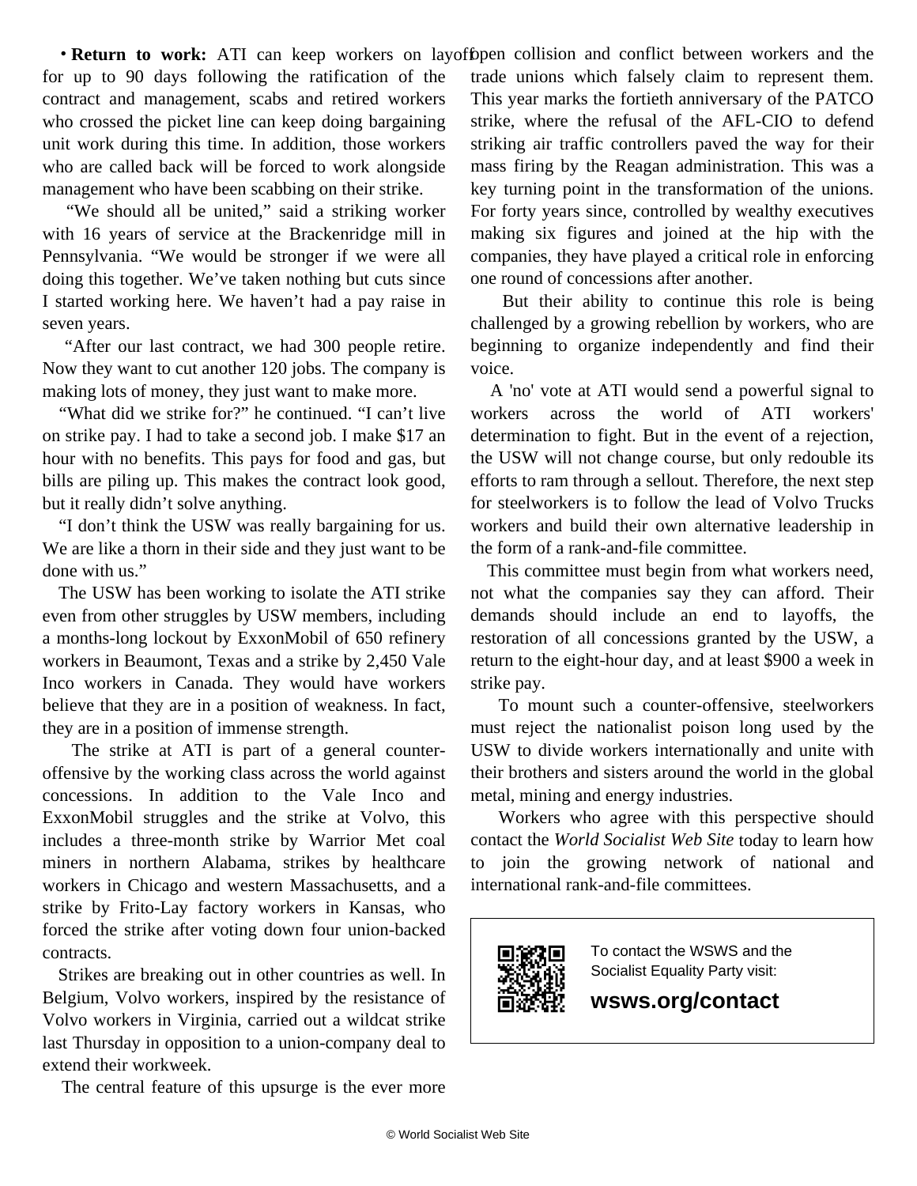- **Return to work:** ATI can keep workers on layoff for up to 90 days following the ratification of the contract and management, scabs and retired workers who crossed the picket line can keep doing bargaining unit work during this time. In addition, those workers who are called back will be forced to work alongside management who have been scabbing on their strike.

"We should all be united," said a striking worker with 16 years of service at the Brackenridge mill in Pennsylvania. "We would be stronger if we were all doing this together. We've taken nothing but cuts since I started working here. We haven't had a pay raise in seven years.

"After our last contract, we had 300 people retire. Now they want to cut another 120 jobs. The company is making lots of money, they just want to make more.

"What did we strike for?" he continued. "I can't live on strike pay. I had to take a second job. I make $17 an hour with no benefits. This pays for food and gas, but bills are piling up. This makes the contract look good, but it really didn't solve anything.

"I don't think the USW was really bargaining for us. We are like a thorn in their side and they just want to be done with us."

The USW has been working to isolate the ATI strike even from other struggles by USW members, including a months-long lockout by ExxonMobil of 650 refinery workers in Beaumont, Texas and a strike by 2,450 Vale Inco workers in Canada. They would have workers believe that they are in a position of weakness. In fact, they are in a position of immense strength.

The strike at ATI is part of a general counter-offensive by the working class across the world against concessions. In addition to the Vale Inco and ExxonMobil struggles and the strike at Volvo, this includes a three-month strike by Warrior Met coal miners in northern Alabama, strikes by healthcare workers in Chicago and western Massachusetts, and a strike by Frito-Lay factory workers in Kansas, who forced the strike after voting down four union-backed contracts.

Strikes are breaking out in other countries as well. In Belgium, Volvo workers, inspired by the resistance of Volvo workers in Virginia, carried out a wildcat strike last Thursday in opposition to a union-company deal to extend their workweek.

The central feature of this upsurge is the ever more open collision and conflict between workers and the trade unions which falsely claim to represent them. This year marks the fortieth anniversary of the PATCO strike, where the refusal of the AFL-CIO to defend striking air traffic controllers paved the way for their mass firing by the Reagan administration. This was a key turning point in the transformation of the unions. For forty years since, controlled by wealthy executives making six figures and joined at the hip with the companies, they have played a critical role in enforcing one round of concessions after another.

But their ability to continue this role is being challenged by a growing rebellion by workers, who are beginning to organize independently and find their voice.

A 'no' vote at ATI would send a powerful signal to workers across the world of ATI workers' determination to fight. But in the event of a rejection, the USW will not change course, but only redouble its efforts to ram through a sellout. Therefore, the next step for steelworkers is to follow the lead of Volvo Trucks workers and build their own alternative leadership in the form of a rank-and-file committee.

This committee must begin from what workers need, not what the companies say they can afford. Their demands should include an end to layoffs, the restoration of all concessions granted by the USW, a return to the eight-hour day, and at least $900 a week in strike pay.

To mount such a counter-offensive, steelworkers must reject the nationalist poison long used by the USW to divide workers internationally and unite with their brothers and sisters around the world in the global metal, mining and energy industries.

Workers who agree with this perspective should contact the *World Socialist Web Site* today to learn how to join the growing network of national and international rank-and-file committees.

To contact the WSWS and the Socialist Equality Party visit:

**wsws.org/contact**